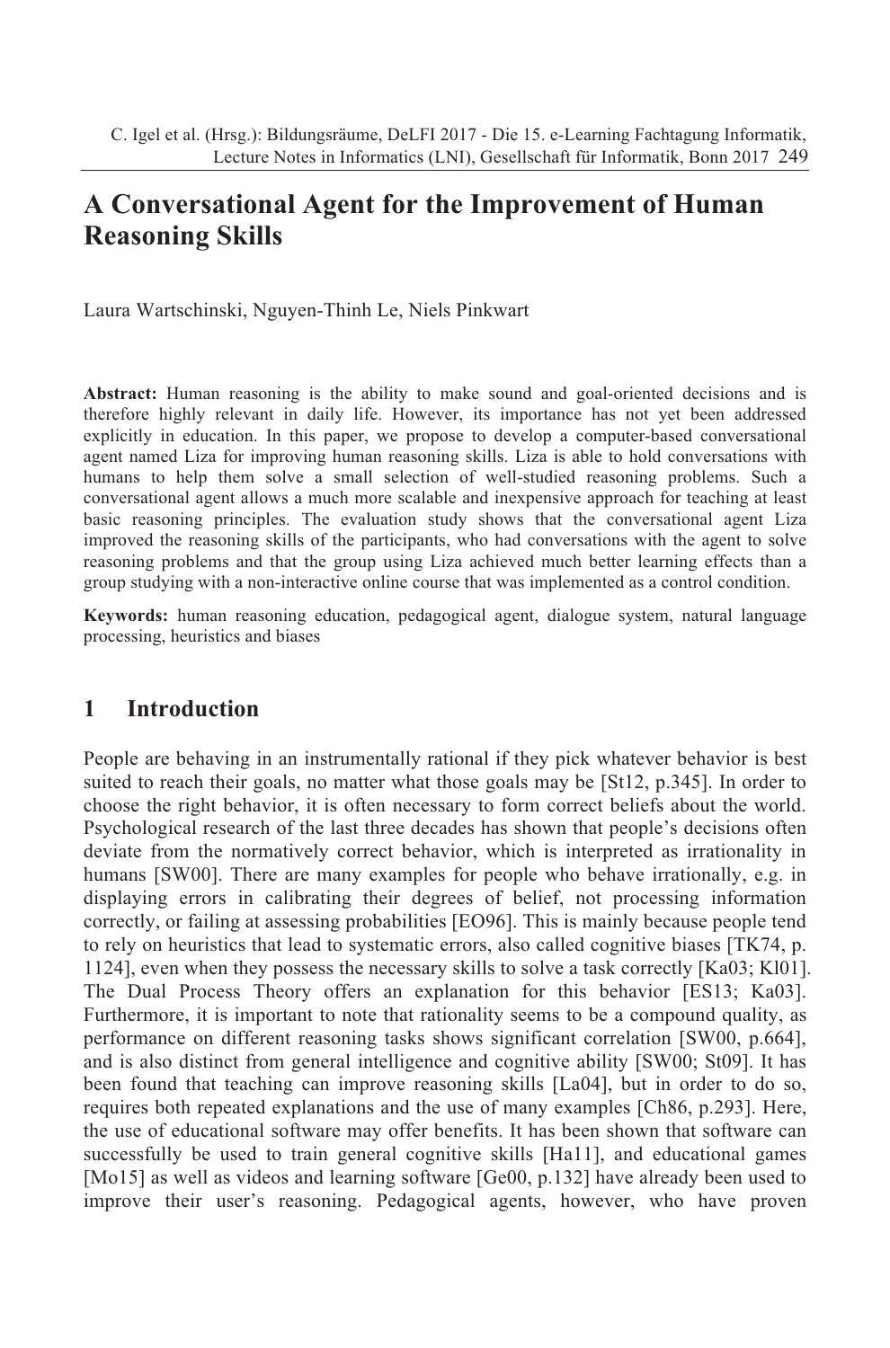# A Conversational Agent for the Improvement of Human Reasoning Skills

Laura Wartschinski, Nguyen-Thinh Le, Niels Pinkwart

**Abstract:** Human reasoning is the ability to make sound and goal-oriented decisions and is therefore highly relevant in daily life. However, its importance has not yet been addressed explicitly in education. In this paper, we propose to develop a computer-based conversational agent named Liza for improving human reasoning skills. Liza is able to hold conversations with humans to help them solve a small selection of well-studied reasoning problems. Such a conversational agent allows a much more scalable and inexpensive approach for teaching at least basic reasoning principles. The evaluation study shows that the conversational agent Liza improved the reasoning skills of the participants, who had conversations with the agent to solve reasoning problems and that the group using Liza achieved much better learning effects than a group studying with a non-interactive online course that was implemented as a control condition.

**Keywords:** human reasoning education, pedagogical agent, dialogue system, natural language processing, heuristics and biases

## 1 Introduction

People are behaving in an instrumentally rational if they pick whatever behavior is best suited to reach their goals, no matter what those goals may be [St12, p.345]. In order to choose the right behavior, it is often necessary to form correct beliefs about the world. Psychological research of the last three decades has shown that people's decisions often deviate from the normatively correct behavior, which is interpreted as irrationality in humans [SW00]. There are many examples for people who behave irrationally, e.g. in displaying errors in calibrating their degrees of belief, not processing information correctly, or failing at assessing probabilities [EO96]. This is mainly because people tend to rely on heuristics that lead to systematic errors, also called cognitive biases [TK74, p. 1124], even when they possess the necessary skills to solve a task correctly [Ka03; Kl01]. The Dual Process Theory offers an explanation for this behavior [ES13; Ka03]. Furthermore, it is important to note that rationality seems to be a compound quality, as performance on different reasoning tasks shows significant correlation [SW00, p.664], and is also distinct from general intelligence and cognitive ability [SW00; St09]. It has been found that teaching can improve reasoning skills [La04], but in order to do so, requires both repeated explanations and the use of many examples [Ch86, p.293]. Here, the use of educational software may offer benefits. It has been shown that software can successfully be used to train general cognitive skills [Ha11], and educational games [Mo15] as well as videos and learning software [Ge00, p.132] have already been used to improve their user's reasoning. Pedagogical agents, however, who have proven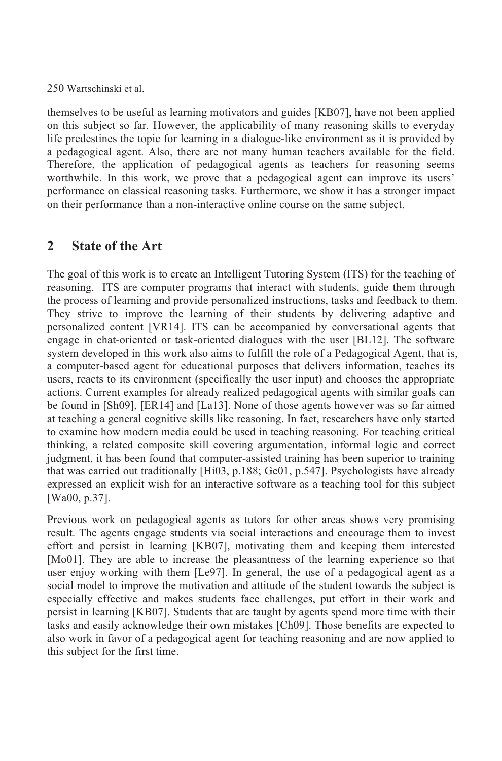themselves to be useful as learning motivators and guides [KB07], have not been applied on this subject so far. However, the applicability of many reasoning skills to everyday life predestines the topic for learning in a dialogue-like environment as it is provided by a pedagogical agent. Also, there are not many human teachers available for the field. Therefore, the application of pedagogical agents as teachers for reasoning seems worthwhile. In this work, we prove that a pedagogical agent can improve its users' performance on classical reasoning tasks. Furthermore, we show it has a stronger impact on their performance than a non-interactive online course on the same subject.

## 2 State of the Art

The goal of this work is to create an Intelligent Tutoring System (ITS) for the teaching of reasoning. ITS are computer programs that interact with students, guide them through the process of learning and provide personalized instructions, tasks and feedback to them. They strive to improve the learning of their students by delivering adaptive and personalized content [VR14]. ITS can be accompanied by conversational agents that engage in chat-oriented or task-oriented dialogues with the user [BL12]. The software system developed in this work also aims to fulfill the role of a Pedagogical Agent, that is, a computer-based agent for educational purposes that delivers information, teaches its users, reacts to its environment (specifically the user input) and chooses the appropriate actions. Current examples for already realized pedagogical agents with similar goals can be found in [Sh09], [ER14] and [La13]. None of those agents however was so far aimed at teaching a general cognitive skills like reasoning. In fact, researchers have only started to examine how modern media could be used in teaching reasoning. For teaching critical thinking, a related composite skill covering argumentation, informal logic and correct judgment, it has been found that computer-assisted training has been superior to training that was carried out traditionally [Hi03, p.188; Ge01, p.547]. Psychologists have already expressed an explicit wish for an interactive software as a teaching tool for this subject [Wa00, p.37].

Previous work on pedagogical agents as tutors for other areas shows very promising result. The agents engage students via social interactions and encourage them to invest effort and persist in learning [KB07], motivating them and keeping them interested [Mo01]. They are able to increase the pleasantness of the learning experience so that user enjoy working with them [Le97]. In general, the use of a pedagogical agent as a social model to improve the motivation and attitude of the student towards the subject is especially effective and makes students face challenges, put effort in their work and persist in learning [KB07]. Students that are taught by agents spend more time with their tasks and easily acknowledge their own mistakes [Ch09]. Those benefits are expected to also work in favor of a pedagogical agent for teaching reasoning and are now applied to this subject for the first time.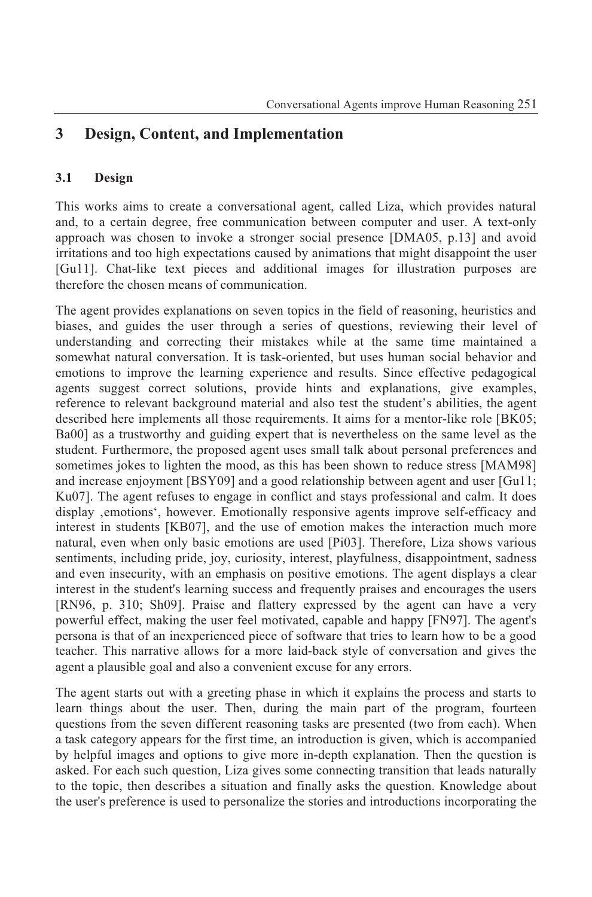## 3 Design, Content, and Implementation

### 3.1 Design

This works aims to create a conversational agent, called Liza, which provides natural and, to a certain degree, free communication between computer and user. A text-only approach was chosen to invoke a stronger social presence [DMA05, p.13] and avoid irritations and too high expectations caused by animations that might disappoint the user [Gu11]. Chat-like text pieces and additional images for illustration purposes are therefore the chosen means of communication.

The agent provides explanations on seven topics in the field of reasoning, heuristics and biases, and guides the user through a series of questions, reviewing their level of understanding and correcting their mistakes while at the same time maintained a somewhat natural conversation. It is task-oriented, but uses human social behavior and emotions to improve the learning experience and results. Since effective pedagogical agents suggest correct solutions, provide hints and explanations, give examples, reference to relevant background material and also test the student's abilities, the agent described here implements all those requirements. It aims for a mentor-like role [BK05; Ba00] as a trustworthy and guiding expert that is nevertheless on the same level as the student. Furthermore, the proposed agent uses small talk about personal preferences and sometimes jokes to lighten the mood, as this has been shown to reduce stress [MAM98] and increase enjoyment [BSY09] and a good relationship between agent and user [Gu11; Ku07]. The agent refuses to engage in conflict and stays professional and calm. It does display ‚emotions', however. Emotionally responsive agents improve self-efficacy and interest in students [KB07], and the use of emotion makes the interaction much more natural, even when only basic emotions are used [Pi03]. Therefore, Liza shows various sentiments, including pride, joy, curiosity, interest, playfulness, disappointment, sadness and even insecurity, with an emphasis on positive emotions. The agent displays a clear interest in the student's learning success and frequently praises and encourages the users [RN96, p. 310; Sh09]. Praise and flattery expressed by the agent can have a very powerful effect, making the user feel motivated, capable and happy [FN97]. The agent's persona is that of an inexperienced piece of software that tries to learn how to be a good teacher. This narrative allows for a more laid-back style of conversation and gives the agent a plausible goal and also a convenient excuse for any errors.

The agent starts out with a greeting phase in which it explains the process and starts to learn things about the user. Then, during the main part of the program, fourteen questions from the seven different reasoning tasks are presented (two from each). When a task category appears for the first time, an introduction is given, which is accompanied by helpful images and options to give more in-depth explanation. Then the question is asked. For each such question, Liza gives some connecting transition that leads naturally to the topic, then describes a situation and finally asks the question. Knowledge about the user's preference is used to personalize the stories and introductions incorporating the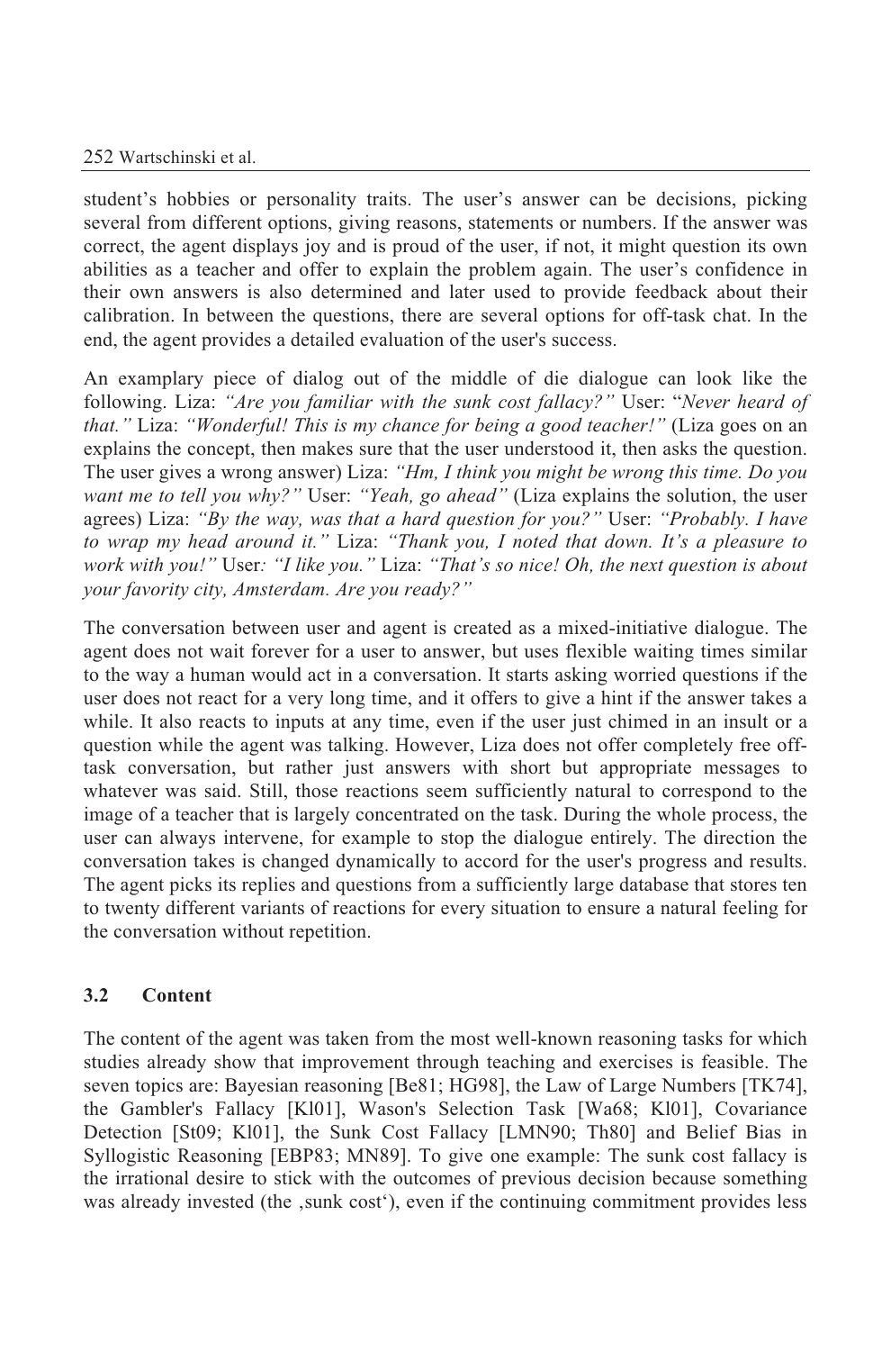student's hobbies or personality traits. The user's answer can be decisions, picking several from different options, giving reasons, statements or numbers. If the answer was correct, the agent displays joy and is proud of the user, if not, it might question its own abilities as a teacher and offer to explain the problem again. The user's confidence in their own answers is also determined and later used to provide feedback about their calibration. In between the questions, there are several options for off-task chat. In the end, the agent provides a detailed evaluation of the user's success.

An examplary piece of dialog out of the middle of die dialogue can look like the following. Liza: *"Are you familiar with the sunk cost fallacy?"* User: "*Never heard of that."* Liza: *"Wonderful! This is my chance for being a good teacher!"* (Liza goes on an explains the concept, then makes sure that the user understood it, then asks the question. The user gives a wrong answer) Liza: *"Hm, I think you might be wrong this time. Do you want me to tell you why?"* User: *"Yeah, go ahead"* (Liza explains the solution, the user agrees) Liza: *"By the way, was that a hard question for you?"* User: *"Probably. I have to wrap my head around it."* Liza: *"Thank you, I noted that down. It's a pleasure to work with you!"* User*: "I like you."* Liza: *"That's so nice! Oh, the next question is about your favority city, Amsterdam. Are you ready?"*

The conversation between user and agent is created as a mixed-initiative dialogue. The agent does not wait forever for a user to answer, but uses flexible waiting times similar to the way a human would act in a conversation. It starts asking worried questions if the user does not react for a very long time, and it offers to give a hint if the answer takes a while. It also reacts to inputs at any time, even if the user just chimed in an insult or a question while the agent was talking. However, Liza does not offer completely free off-task conversation, but rather just answers with short but appropriate messages to whatever was said. Still, those reactions seem sufficiently natural to correspond to the image of a teacher that is largely concentrated on the task. During the whole process, the user can always intervene, for example to stop the dialogue entirely. The direction the conversation takes is changed dynamically to accord for the user's progress and results. The agent picks its replies and questions from a sufficiently large database that stores ten to twenty different variants of reactions for every situation to ensure a natural feeling for the conversation without repetition.

### 3.2 Content

The content of the agent was taken from the most well-known reasoning tasks for which studies already show that improvement through teaching and exercises is feasible. The seven topics are: Bayesian reasoning [Be81; HG98], the Law of Large Numbers [TK74], the Gambler's Fallacy [Kl01], Wason's Selection Task [Wa68; Kl01], Covariance Detection [St09; Kl01], the Sunk Cost Fallacy [LMN90; Th80] and Belief Bias in Syllogistic Reasoning [EBP83; MN89]. To give one example: The sunk cost fallacy is the irrational desire to stick with the outcomes of previous decision because something was already invested (the ‚sunk cost'), even if the continuing commitment provides less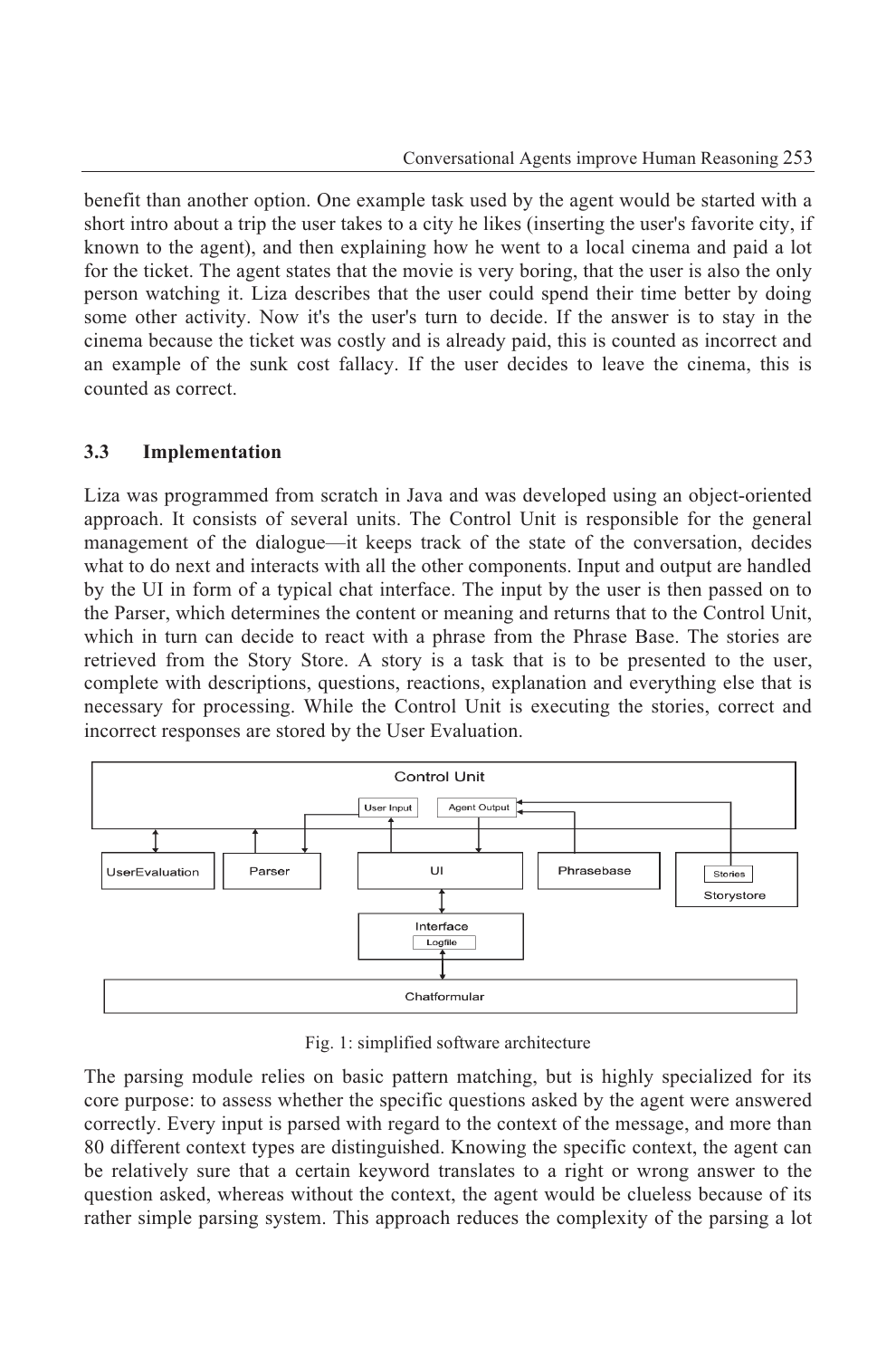benefit than another option. One example task used by the agent would be started with a short intro about a trip the user takes to a city he likes (inserting the user's favorite city, if known to the agent), and then explaining how he went to a local cinema and paid a lot for the ticket. The agent states that the movie is very boring, that the user is also the only person watching it. Liza describes that the user could spend their time better by doing some other activity. Now it's the user's turn to decide. If the answer is to stay in the cinema because the ticket was costly and is already paid, this is counted as incorrect and an example of the sunk cost fallacy. If the user decides to leave the cinema, this is counted as correct.

### 3.3 Implementation

Liza was programmed from scratch in Java and was developed using an object-oriented approach. It consists of several units. The Control Unit is responsible for the general management of the dialogue—it keeps track of the state of the conversation, decides what to do next and interacts with all the other components. Input and output are handled by the UI in form of a typical chat interface. The input by the user is then passed on to the Parser, which determines the content or meaning and returns that to the Control Unit, which in turn can decide to react with a phrase from the Phrase Base. The stories are retrieved from the Story Store. A story is a task that is to be presented to the user, complete with descriptions, questions, reactions, explanation and everything else that is necessary for processing. While the Control Unit is executing the stories, correct and incorrect responses are stored by the User Evaluation.

Fig. 1: simplified software architecture

The parsing module relies on basic pattern matching, but is highly specialized for its core purpose: to assess whether the specific questions asked by the agent were answered correctly. Every input is parsed with regard to the context of the message, and more than 80 different context types are distinguished. Knowing the specific context, the agent can be relatively sure that a certain keyword translates to a right or wrong answer to the question asked, whereas without the context, the agent would be clueless because of its rather simple parsing system. This approach reduces the complexity of the parsing a lot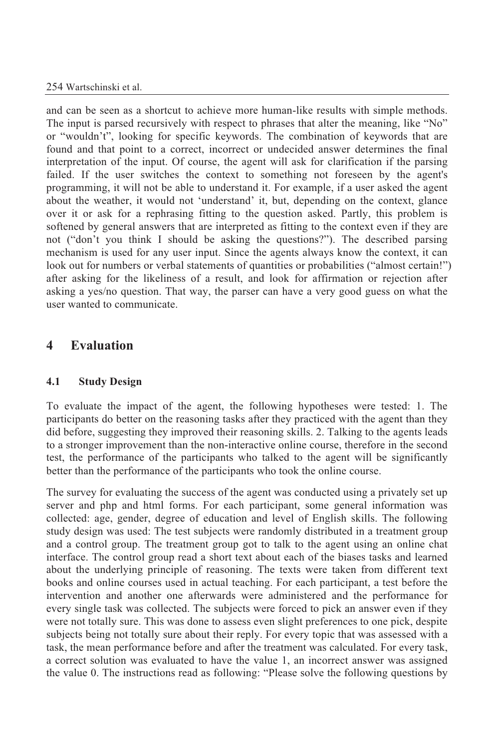and can be seen as a shortcut to achieve more human-like results with simple methods. The input is parsed recursively with respect to phrases that alter the meaning, like "No" or "wouldn't", looking for specific keywords. The combination of keywords that are found and that point to a correct, incorrect or undecided answer determines the final interpretation of the input. Of course, the agent will ask for clarification if the parsing failed. If the user switches the context to something not foreseen by the agent's programming, it will not be able to understand it. For example, if a user asked the agent about the weather, it would not 'understand' it, but, depending on the context, glance over it or ask for a rephrasing fitting to the question asked. Partly, this problem is softened by general answers that are interpreted as fitting to the context even if they are not ("don't you think I should be asking the questions?"). The described parsing mechanism is used for any user input. Since the agents always know the context, it can look out for numbers or verbal statements of quantities or probabilities ("almost certain!") after asking for the likeliness of a result, and look for affirmation or rejection after asking a yes/no question. That way, the parser can have a very good guess on what the user wanted to communicate.

## 4 Evaluation

### 4.1 Study Design

To evaluate the impact of the agent, the following hypotheses were tested: 1. The participants do better on the reasoning tasks after they practiced with the agent than they did before, suggesting they improved their reasoning skills. 2. Talking to the agents leads to a stronger improvement than the non-interactive online course, therefore in the second test, the performance of the participants who talked to the agent will be significantly better than the performance of the participants who took the online course.

The survey for evaluating the success of the agent was conducted using a privately set up server and php and html forms. For each participant, some general information was collected: age, gender, degree of education and level of English skills. The following study design was used: The test subjects were randomly distributed in a treatment group and a control group. The treatment group got to talk to the agent using an online chat interface. The control group read a short text about each of the biases tasks and learned about the underlying principle of reasoning. The texts were taken from different text books and online courses used in actual teaching. For each participant, a test before the intervention and another one afterwards were administered and the performance for every single task was collected. The subjects were forced to pick an answer even if they were not totally sure. This was done to assess even slight preferences to one pick, despite subjects being not totally sure about their reply. For every topic that was assessed with a task, the mean performance before and after the treatment was calculated. For every task, a correct solution was evaluated to have the value 1, an incorrect answer was assigned the value 0. The instructions read as following: "Please solve the following questions by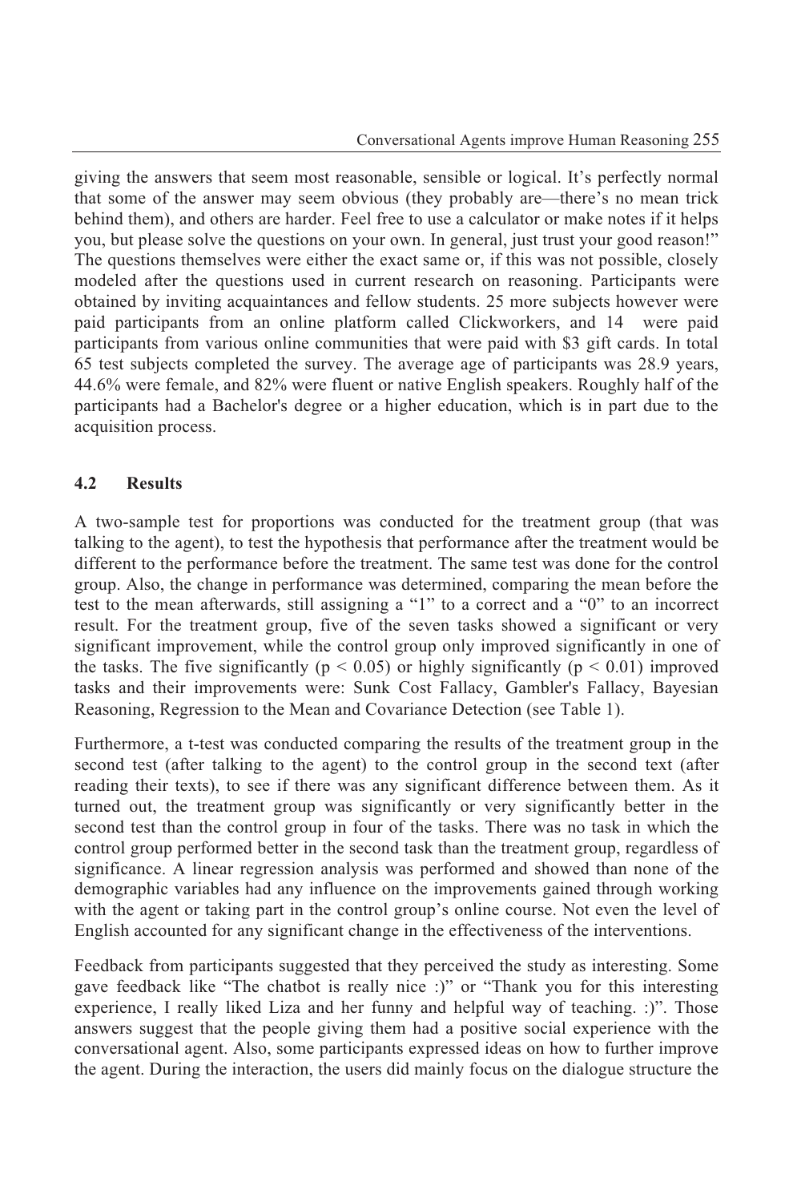giving the answers that seem most reasonable, sensible or logical. It's perfectly normal that some of the answer may seem obvious (they probably are—there's no mean trick behind them), and others are harder. Feel free to use a calculator or make notes if it helps you, but please solve the questions on your own. In general, just trust your good reason!" The questions themselves were either the exact same or, if this was not possible, closely modeled after the questions used in current research on reasoning. Participants were obtained by inviting acquaintances and fellow students. 25 more subjects however were paid participants from an online platform called Clickworkers, and 14 were paid participants from various online communities that were paid with $3 gift cards. In total 65 test subjects completed the survey. The average age of participants was 28.9 years, 44.6% were female, and 82% were fluent or native English speakers. Roughly half of the participants had a Bachelor's degree or a higher education, which is in part due to the acquisition process.

### 4.2 Results

A two-sample test for proportions was conducted for the treatment group (that was talking to the agent), to test the hypothesis that performance after the treatment would be different to the performance before the treatment. The same test was done for the control group. Also, the change in performance was determined, comparing the mean before the test to the mean afterwards, still assigning a "1" to a correct and a "0" to an incorrect result. For the treatment group, five of the seven tasks showed a significant or very significant improvement, while the control group only improved significantly in one of the tasks. The five significantly ($p < 0.05$) or highly significantly ($p < 0.01$) improved tasks and their improvements were: Sunk Cost Fallacy, Gambler's Fallacy, Bayesian Reasoning, Regression to the Mean and Covariance Detection (see Table 1).

Furthermore, a t-test was conducted comparing the results of the treatment group in the second test (after talking to the agent) to the control group in the second text (after reading their texts), to see if there was any significant difference between them. As it turned out, the treatment group was significantly or very significantly better in the second test than the control group in four of the tasks. There was no task in which the control group performed better in the second task than the treatment group, regardless of significance. A linear regression analysis was performed and showed than none of the demographic variables had any influence on the improvements gained through working with the agent or taking part in the control group's online course. Not even the level of English accounted for any significant change in the effectiveness of the interventions.

Feedback from participants suggested that they perceived the study as interesting. Some gave feedback like "The chatbot is really nice :)" or "Thank you for this interesting experience, I really liked Liza and her funny and helpful way of teaching. :)". Those answers suggest that the people giving them had a positive social experience with the conversational agent. Also, some participants expressed ideas on how to further improve the agent. During the interaction, the users did mainly focus on the dialogue structure the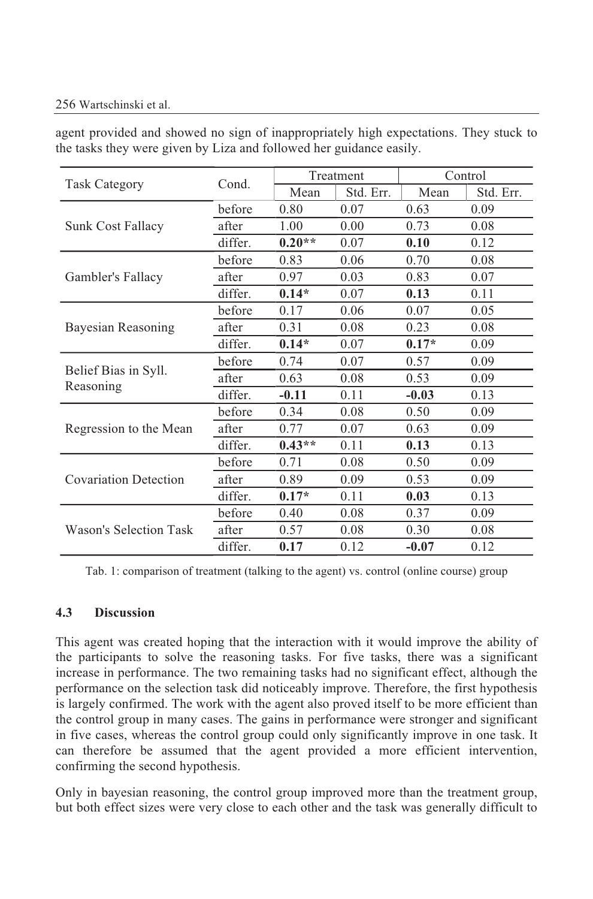agent provided and showed no sign of inappropriately high expectations. They stuck to the tasks they were given by Liza and followed her guidance easily.

| Task Category | Cond. | Treatment | | Control | |
|---|---|---|---|---|---|
| | | Mean | Std. Err. | Mean | Std. Err. |
| Sunk Cost Fallacy | before | 0.80 | 0.07 | 0.63 | 0.09 |
| | after | 1.00 | 0.00 | 0.73 | 0.08 |
| | differ. | **0.20**** | 0.07 | **0.10** | 0.12 |
| Gambler's Fallacy | before | 0.83 | 0.06 | 0.70 | 0.08 |
| | after | 0.97 | 0.03 | 0.83 | 0.07 |
| | differ. | **0.14*** | 0.07 | **0.13** | 0.11 |
| Bayesian Reasoning | before | 0.17 | 0.06 | 0.07 | 0.05 |
| | after | 0.31 | 0.08 | 0.23 | 0.08 |
| | differ. | **0.14*** | 0.07 | **0.17*** | 0.09 |
| Belief Bias in Syll. Reasoning | before | 0.74 | 0.07 | 0.57 | 0.09 |
| | after | 0.63 | 0.08 | 0.53 | 0.09 |
| | differ. | **-0.11** | 0.11 | **-0.03** | 0.13 |
| Regression to the Mean | before | 0.34 | 0.08 | 0.50 | 0.09 |
| | after | 0.77 | 0.07 | 0.63 | 0.09 |
| | differ. | **0.43**** | 0.11 | **0.13** | 0.13 |
| Covariation Detection | before | 0.71 | 0.08 | 0.50 | 0.09 |
| | after | 0.89 | 0.09 | 0.53 | 0.09 |
| | differ. | **0.17*** | 0.11 | **0.03** | 0.13 |
| Wason's Selection Task | before | 0.40 | 0.08 | 0.37 | 0.09 |
| | after | 0.57 | 0.08 | 0.30 | 0.08 |
| | differ. | **0.17** | 0.12 | **-0.07** | 0.12 |

Tab. 1: comparison of treatment (talking to the agent) vs. control (online course) group

### 4.3 Discussion

This agent was created hoping that the interaction with it would improve the ability of the participants to solve the reasoning tasks. For five tasks, there was a significant increase in performance. The two remaining tasks had no significant effect, although the performance on the selection task did noticeably improve. Therefore, the first hypothesis is largely confirmed. The work with the agent also proved itself to be more efficient than the control group in many cases. The gains in performance were stronger and significant in five cases, whereas the control group could only significantly improve in one task. It can therefore be assumed that the agent provided a more efficient intervention, confirming the second hypothesis.

Only in bayesian reasoning, the control group improved more than the treatment group, but both effect sizes were very close to each other and the task was generally difficult to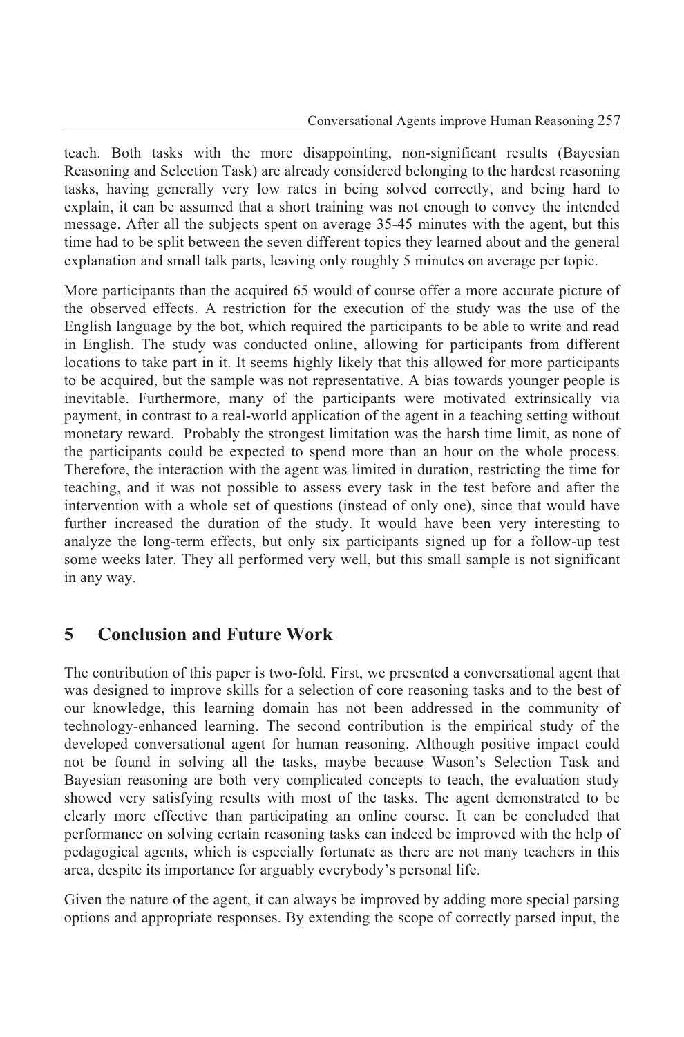teach. Both tasks with the more disappointing, non-significant results (Bayesian Reasoning and Selection Task) are already considered belonging to the hardest reasoning tasks, having generally very low rates in being solved correctly, and being hard to explain, it can be assumed that a short training was not enough to convey the intended message. After all the subjects spent on average 35-45 minutes with the agent, but this time had to be split between the seven different topics they learned about and the general explanation and small talk parts, leaving only roughly 5 minutes on average per topic.

More participants than the acquired 65 would of course offer a more accurate picture of the observed effects. A restriction for the execution of the study was the use of the English language by the bot, which required the participants to be able to write and read in English. The study was conducted online, allowing for participants from different locations to take part in it. It seems highly likely that this allowed for more participants to be acquired, but the sample was not representative. A bias towards younger people is inevitable. Furthermore, many of the participants were motivated extrinsically via payment, in contrast to a real-world application of the agent in a teaching setting without monetary reward. Probably the strongest limitation was the harsh time limit, as none of the participants could be expected to spend more than an hour on the whole process. Therefore, the interaction with the agent was limited in duration, restricting the time for teaching, and it was not possible to assess every task in the test before and after the intervention with a whole set of questions (instead of only one), since that would have further increased the duration of the study. It would have been very interesting to analyze the long-term effects, but only six participants signed up for a follow-up test some weeks later. They all performed very well, but this small sample is not significant in any way.

## 5 Conclusion and Future Work

The contribution of this paper is two-fold. First, we presented a conversational agent that was designed to improve skills for a selection of core reasoning tasks and to the best of our knowledge, this learning domain has not been addressed in the community of technology-enhanced learning. The second contribution is the empirical study of the developed conversational agent for human reasoning. Although positive impact could not be found in solving all the tasks, maybe because Wason's Selection Task and Bayesian reasoning are both very complicated concepts to teach, the evaluation study showed very satisfying results with most of the tasks. The agent demonstrated to be clearly more effective than participating an online course. It can be concluded that performance on solving certain reasoning tasks can indeed be improved with the help of pedagogical agents, which is especially fortunate as there are not many teachers in this area, despite its importance for arguably everybody's personal life.

Given the nature of the agent, it can always be improved by adding more special parsing options and appropriate responses. By extending the scope of correctly parsed input, the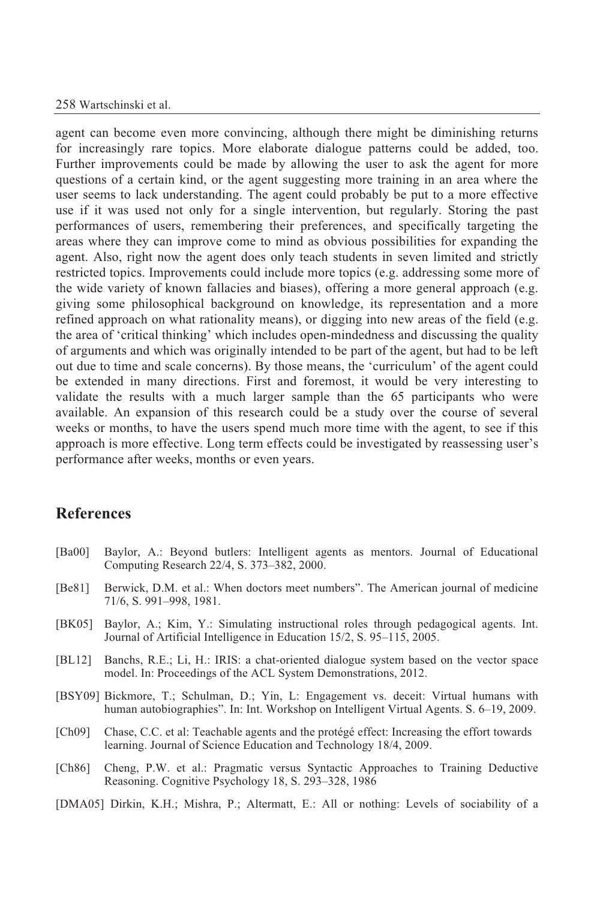agent can become even more convincing, although there might be diminishing returns for increasingly rare topics. More elaborate dialogue patterns could be added, too. Further improvements could be made by allowing the user to ask the agent for more questions of a certain kind, or the agent suggesting more training in an area where the user seems to lack understanding. The agent could probably be put to a more effective use if it was used not only for a single intervention, but regularly. Storing the past performances of users, remembering their preferences, and specifically targeting the areas where they can improve come to mind as obvious possibilities for expanding the agent. Also, right now the agent does only teach students in seven limited and strictly restricted topics. Improvements could include more topics (e.g. addressing some more of the wide variety of known fallacies and biases), offering a more general approach (e.g. giving some philosophical background on knowledge, its representation and a more refined approach on what rationality means), or digging into new areas of the field (e.g. the area of 'critical thinking' which includes open-mindedness and discussing the quality of arguments and which was originally intended to be part of the agent, but had to be left out due to time and scale concerns). By those means, the 'curriculum' of the agent could be extended in many directions. First and foremost, it would be very interesting to validate the results with a much larger sample than the 65 participants who were available. An expansion of this research could be a study over the course of several weeks or months, to have the users spend much more time with the agent, to see if this approach is more effective. Long term effects could be investigated by reassessing user's performance after weeks, months or even years.

## References

[Ba00] Baylor, A.: Beyond butlers: Intelligent agents as mentors. Journal of Educational Computing Research 22/4, S. 373–382, 2000.

[Be81] Berwick, D.M. et al.: When doctors meet numbers". The American journal of medicine 71/6, S. 991–998, 1981.

[BK05] Baylor, A.; Kim, Y.: Simulating instructional roles through pedagogical agents. Int. Journal of Artificial Intelligence in Education 15/2, S. 95–115, 2005.

[BL12] Banchs, R.E.; Li, H.: IRIS: a chat-oriented dialogue system based on the vector space model. In: Proceedings of the ACL System Demonstrations, 2012.

[BSY09] Bickmore, T.; Schulman, D.; Yin, L: Engagement vs. deceit: Virtual humans with human autobiographies". In: Int. Workshop on Intelligent Virtual Agents. S. 6–19, 2009.

[Ch09] Chase, C.C. et al: Teachable agents and the protégé effect: Increasing the effort towards learning. Journal of Science Education and Technology 18/4, 2009.

[Ch86] Cheng, P.W. et al.: Pragmatic versus Syntactic Approaches to Training Deductive Reasoning. Cognitive Psychology 18, S. 293–328, 1986

[DMA05] Dirkin, K.H.; Mishra, P.; Altermatt, E.: All or nothing: Levels of sociability of a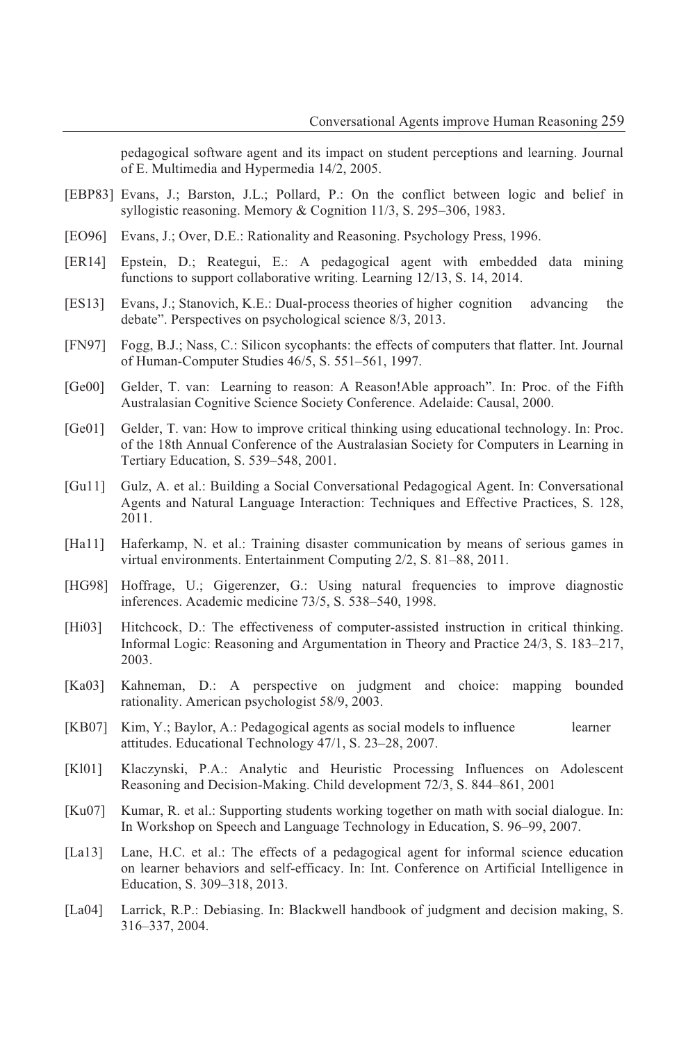pedagogical software agent and its impact on student perceptions and learning. Journal of E. Multimedia and Hypermedia 14/2, 2005.

[EBP83] Evans, J.; Barston, J.L.; Pollard, P.: On the conflict between logic and belief in syllogistic reasoning. Memory & Cognition 11/3, S. 295–306, 1983.

[EO96] Evans, J.; Over, D.E.: Rationality and Reasoning. Psychology Press, 1996.

[ER14] Epstein, D.; Reategui, E.: A pedagogical agent with embedded data mining functions to support collaborative writing. Learning 12/13, S. 14, 2014.

[ES13] Evans, J.; Stanovich, K.E.: Dual-process theories of higher cognition advancing the debate". Perspectives on psychological science 8/3, 2013.

[FN97] Fogg, B.J.; Nass, C.: Silicon sycophants: the effects of computers that flatter. Int. Journal of Human-Computer Studies 46/5, S. 551–561, 1997.

[Ge00] Gelder, T. van: Learning to reason: A Reason!Able approach". In: Proc. of the Fifth Australasian Cognitive Science Society Conference. Adelaide: Causal, 2000.

[Ge01] Gelder, T. van: How to improve critical thinking using educational technology. In: Proc. of the 18th Annual Conference of the Australasian Society for Computers in Learning in Tertiary Education, S. 539–548, 2001.

[Gu11] Gulz, A. et al.: Building a Social Conversational Pedagogical Agent. In: Conversational Agents and Natural Language Interaction: Techniques and Effective Practices, S. 128, 2011.

[Ha11] Haferkamp, N. et al.: Training disaster communication by means of serious games in virtual environments. Entertainment Computing 2/2, S. 81–88, 2011.

[HG98] Hoffrage, U.; Gigerenzer, G.: Using natural frequencies to improve diagnostic inferences. Academic medicine 73/5, S. 538–540, 1998.

[Hi03] Hitchcock, D.: The effectiveness of computer-assisted instruction in critical thinking. Informal Logic: Reasoning and Argumentation in Theory and Practice 24/3, S. 183–217, 2003.

[Ka03] Kahneman, D.: A perspective on judgment and choice: mapping bounded rationality. American psychologist 58/9, 2003.

[KB07] Kim, Y.; Baylor, A.: Pedagogical agents as social models to influence learner attitudes. Educational Technology 47/1, S. 23–28, 2007.

[Kl01] Klaczynski, P.A.: Analytic and Heuristic Processing Influences on Adolescent Reasoning and Decision-Making. Child development 72/3, S. 844–861, 2001

[Ku07] Kumar, R. et al.: Supporting students working together on math with social dialogue. In: In Workshop on Speech and Language Technology in Education, S. 96–99, 2007.

[La13] Lane, H.C. et al.: The effects of a pedagogical agent for informal science education on learner behaviors and self-efficacy. In: Int. Conference on Artificial Intelligence in Education, S. 309–318, 2013.

[La04] Larrick, R.P.: Debiasing. In: Blackwell handbook of judgment and decision making, S. 316–337, 2004.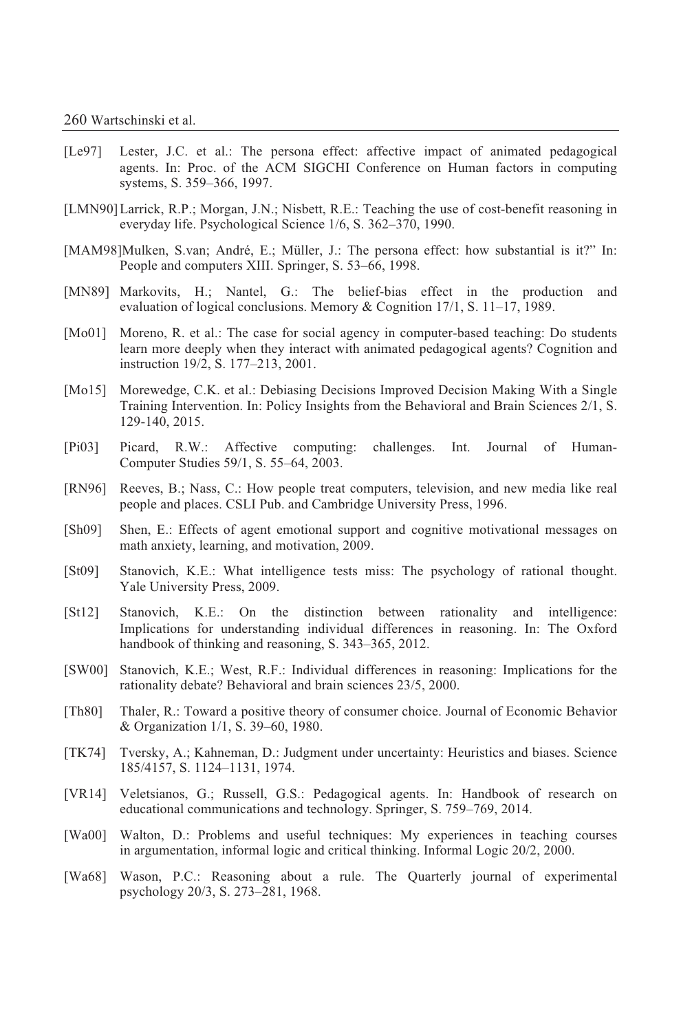[Le97] Lester, J.C. et al.: The persona effect: affective impact of animated pedagogical agents. In: Proc. of the ACM SIGCHI Conference on Human factors in computing systems, S. 359–366, 1997.

[LMN90] Larrick, R.P.; Morgan, J.N.; Nisbett, R.E.: Teaching the use of cost-benefit reasoning in everyday life. Psychological Science 1/6, S. 362–370, 1990.

[MAM98] Mulken, S.van; André, E.; Müller, J.: The persona effect: how substantial is it?" In: People and computers XIII. Springer, S. 53–66, 1998.

[MN89] Markovits, H.; Nantel, G.: The belief-bias effect in the production and evaluation of logical conclusions. Memory & Cognition 17/1, S. 11–17, 1989.

[Mo01] Moreno, R. et al.: The case for social agency in computer-based teaching: Do students learn more deeply when they interact with animated pedagogical agents? Cognition and instruction 19/2, S. 177–213, 2001.

[Mo15] Morewedge, C.K. et al.: Debiasing Decisions Improved Decision Making With a Single Training Intervention. In: Policy Insights from the Behavioral and Brain Sciences 2/1, S. 129-140, 2015.

[Pi03] Picard, R.W.: Affective computing: challenges. Int. Journal of Human-Computer Studies 59/1, S. 55–64, 2003.

[RN96] Reeves, B.; Nass, C.: How people treat computers, television, and new media like real people and places. CSLI Pub. and Cambridge University Press, 1996.

[Sh09] Shen, E.: Effects of agent emotional support and cognitive motivational messages on math anxiety, learning, and motivation, 2009.

[St09] Stanovich, K.E.: What intelligence tests miss: The psychology of rational thought. Yale University Press, 2009.

[St12] Stanovich, K.E.: On the distinction between rationality and intelligence: Implications for understanding individual differences in reasoning. In: The Oxford handbook of thinking and reasoning, S. 343–365, 2012.

[SW00] Stanovich, K.E.; West, R.F.: Individual differences in reasoning: Implications for the rationality debate? Behavioral and brain sciences 23/5, 2000.

[Th80] Thaler, R.: Toward a positive theory of consumer choice. Journal of Economic Behavior & Organization 1/1, S. 39–60, 1980.

[TK74] Tversky, A.; Kahneman, D.: Judgment under uncertainty: Heuristics and biases. Science 185/4157, S. 1124–1131, 1974.

[VR14] Veletsianos, G.; Russell, G.S.: Pedagogical agents. In: Handbook of research on educational communications and technology. Springer, S. 759–769, 2014.

[Wa00] Walton, D.: Problems and useful techniques: My experiences in teaching courses in argumentation, informal logic and critical thinking. Informal Logic 20/2, 2000.

[Wa68] Wason, P.C.: Reasoning about a rule. The Quarterly journal of experimental psychology 20/3, S. 273–281, 1968.